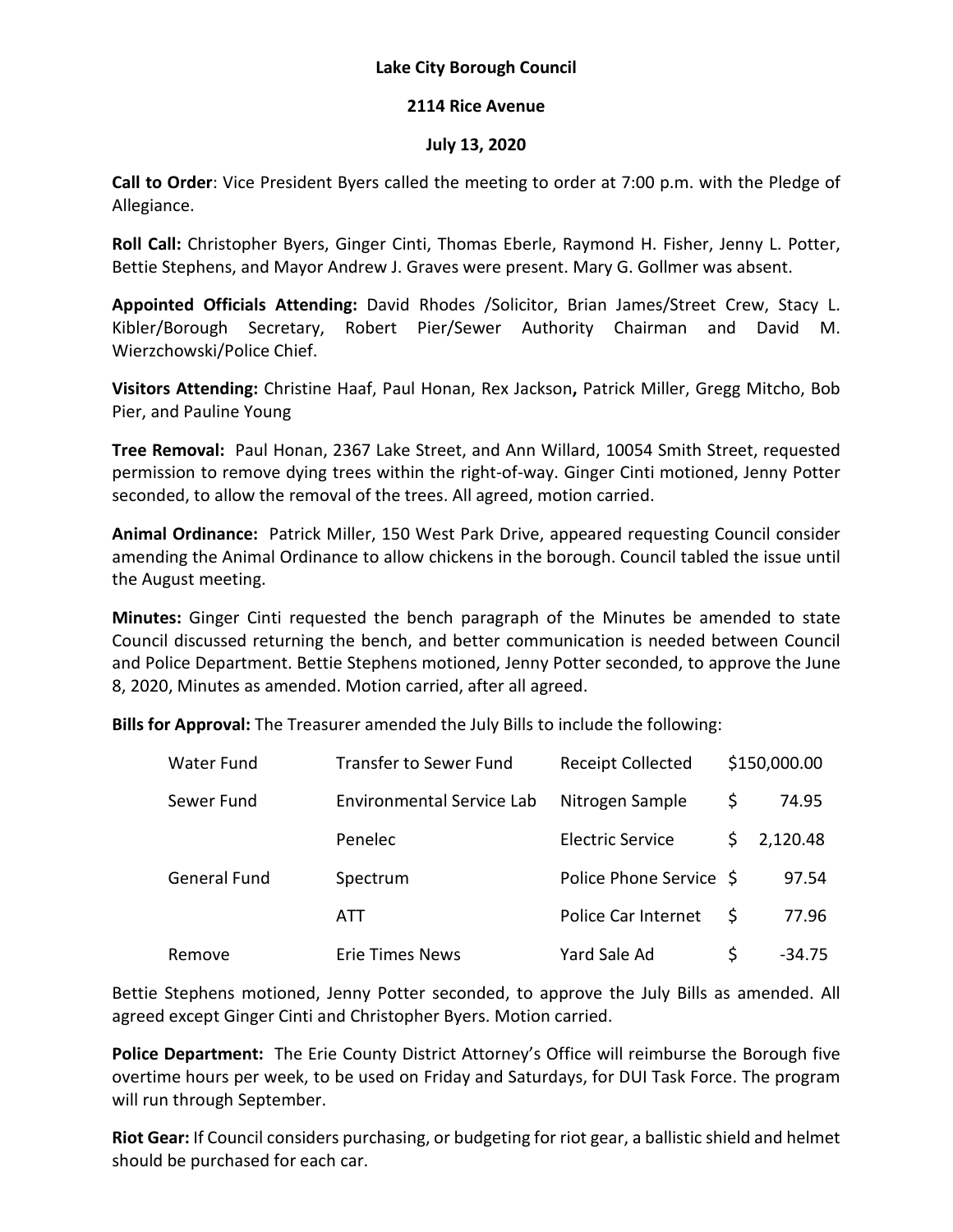**Lake City Borough Council**

**2114 Rice Avenue**

**July 13, 2020**

**Call to Order**: Vice President Byers called the meeting to order at 7:00 p.m. with the Pledge of Allegiance.

**Roll Call:** Christopher Byers, Ginger Cinti, Thomas Eberle, Raymond H. Fisher, Jenny L. Potter, Bettie Stephens, and Mayor Andrew J. Graves were present. Mary G. Gollmer was absent.

**Appointed Officials Attending:** David Rhodes /Solicitor, Brian James/Street Crew, Stacy L. Kibler/Borough Secretary, Robert Pier/Sewer Authority Chairman and David M. Wierzchowski/Police Chief.

**Visitors Attending:** Christine Haaf, Paul Honan, Rex Jackson**,** Patrick Miller, Gregg Mitcho, Bob Pier, and Pauline Young

**Tree Removal:** Paul Honan, 2367 Lake Street, and Ann Willard, 10054 Smith Street, requested permission to remove dying trees within the right-of-way. Ginger Cinti motioned, Jenny Potter seconded, to allow the removal of the trees. All agreed, motion carried.

**Animal Ordinance:** Patrick Miller, 150 West Park Drive, appeared requesting Council consider amending the Animal Ordinance to allow chickens in the borough. Council tabled the issue until the August meeting.

**Minutes:** Ginger Cinti requested the bench paragraph of the Minutes be amended to state Council discussed returning the bench, and better communication is needed between Council and Police Department. Bettie Stephens motioned, Jenny Potter seconded, to approve the June 8, 2020, Minutes as amended. Motion carried, after all agreed.

**Bills for Approval:** The Treasurer amended the July Bills to include the following:

| | | | |
|---|---|---|---|
| Water Fund | Transfer to Sewer Fund | Receipt Collected | $150,000.00 |
| Sewer Fund | Environmental Service Lab | Nitrogen Sample | $ 74.95 |
| | Penelec | Electric Service | $ 2,120.48 |
| General Fund | Spectrum | Police Phone Service | $ 97.54 |
| | ATT | Police Car Internet | $ 77.96 |
| Remove | Erie Times News | Yard Sale Ad | $ -34.75 |

Bettie Stephens motioned, Jenny Potter seconded, to approve the July Bills as amended. All agreed except Ginger Cinti and Christopher Byers. Motion carried.

**Police Department:** The Erie County District Attorney's Office will reimburse the Borough five overtime hours per week, to be used on Friday and Saturdays, for DUI Task Force. The program will run through September.

**Riot Gear:** If Council considers purchasing, or budgeting for riot gear, a ballistic shield and helmet should be purchased for each car.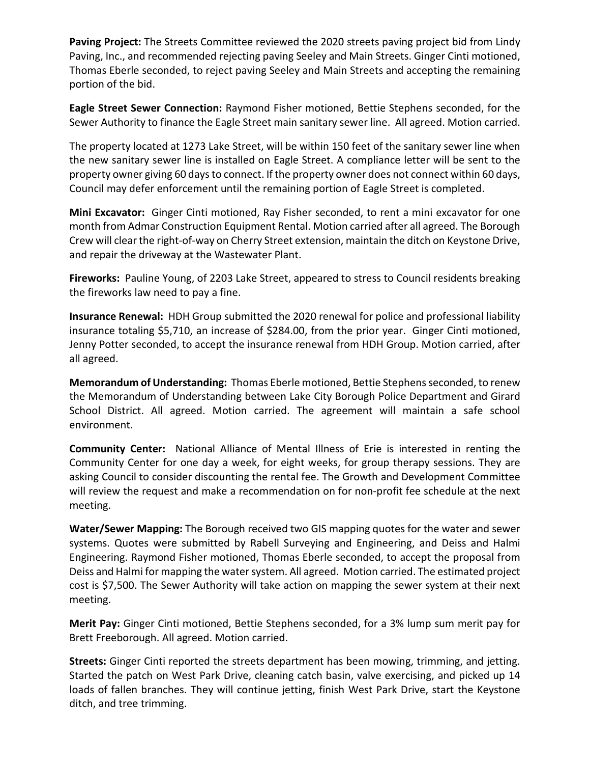**Paving Project:** The Streets Committee reviewed the 2020 streets paving project bid from Lindy Paving, Inc., and recommended rejecting paving Seeley and Main Streets. Ginger Cinti motioned, Thomas Eberle seconded, to reject paving Seeley and Main Streets and accepting the remaining portion of the bid.

**Eagle Street Sewer Connection:** Raymond Fisher motioned, Bettie Stephens seconded, for the Sewer Authority to finance the Eagle Street main sanitary sewer line. All agreed. Motion carried.

The property located at 1273 Lake Street, will be within 150 feet of the sanitary sewer line when the new sanitary sewer line is installed on Eagle Street. A compliance letter will be sent to the property owner giving 60 days to connect. If the property owner does not connect within 60 days, Council may defer enforcement until the remaining portion of Eagle Street is completed.

**Mini Excavator:** Ginger Cinti motioned, Ray Fisher seconded, to rent a mini excavator for one month from Admar Construction Equipment Rental. Motion carried after all agreed. The Borough Crew will clear the right-of-way on Cherry Street extension, maintain the ditch on Keystone Drive, and repair the driveway at the Wastewater Plant.

**Fireworks:** Pauline Young, of 2203 Lake Street, appeared to stress to Council residents breaking the fireworks law need to pay a fine.

**Insurance Renewal:** HDH Group submitted the 2020 renewal for police and professional liability insurance totaling $5,710, an increase of $284.00, from the prior year. Ginger Cinti motioned, Jenny Potter seconded, to accept the insurance renewal from HDH Group. Motion carried, after all agreed.

**Memorandum of Understanding:** Thomas Eberle motioned, Bettie Stephens seconded, to renew the Memorandum of Understanding between Lake City Borough Police Department and Girard School District. All agreed. Motion carried. The agreement will maintain a safe school environment.

**Community Center:** National Alliance of Mental Illness of Erie is interested in renting the Community Center for one day a week, for eight weeks, for group therapy sessions. They are asking Council to consider discounting the rental fee. The Growth and Development Committee will review the request and make a recommendation on for non-profit fee schedule at the next meeting.

**Water/Sewer Mapping:** The Borough received two GIS mapping quotes for the water and sewer systems. Quotes were submitted by Rabell Surveying and Engineering, and Deiss and Halmi Engineering. Raymond Fisher motioned, Thomas Eberle seconded, to accept the proposal from Deiss and Halmi for mapping the water system. All agreed. Motion carried. The estimated project cost is $7,500. The Sewer Authority will take action on mapping the sewer system at their next meeting.

**Merit Pay:** Ginger Cinti motioned, Bettie Stephens seconded, for a 3% lump sum merit pay for Brett Freeborough. All agreed. Motion carried.

**Streets:** Ginger Cinti reported the streets department has been mowing, trimming, and jetting. Started the patch on West Park Drive, cleaning catch basin, valve exercising, and picked up 14 loads of fallen branches. They will continue jetting, finish West Park Drive, start the Keystone ditch, and tree trimming.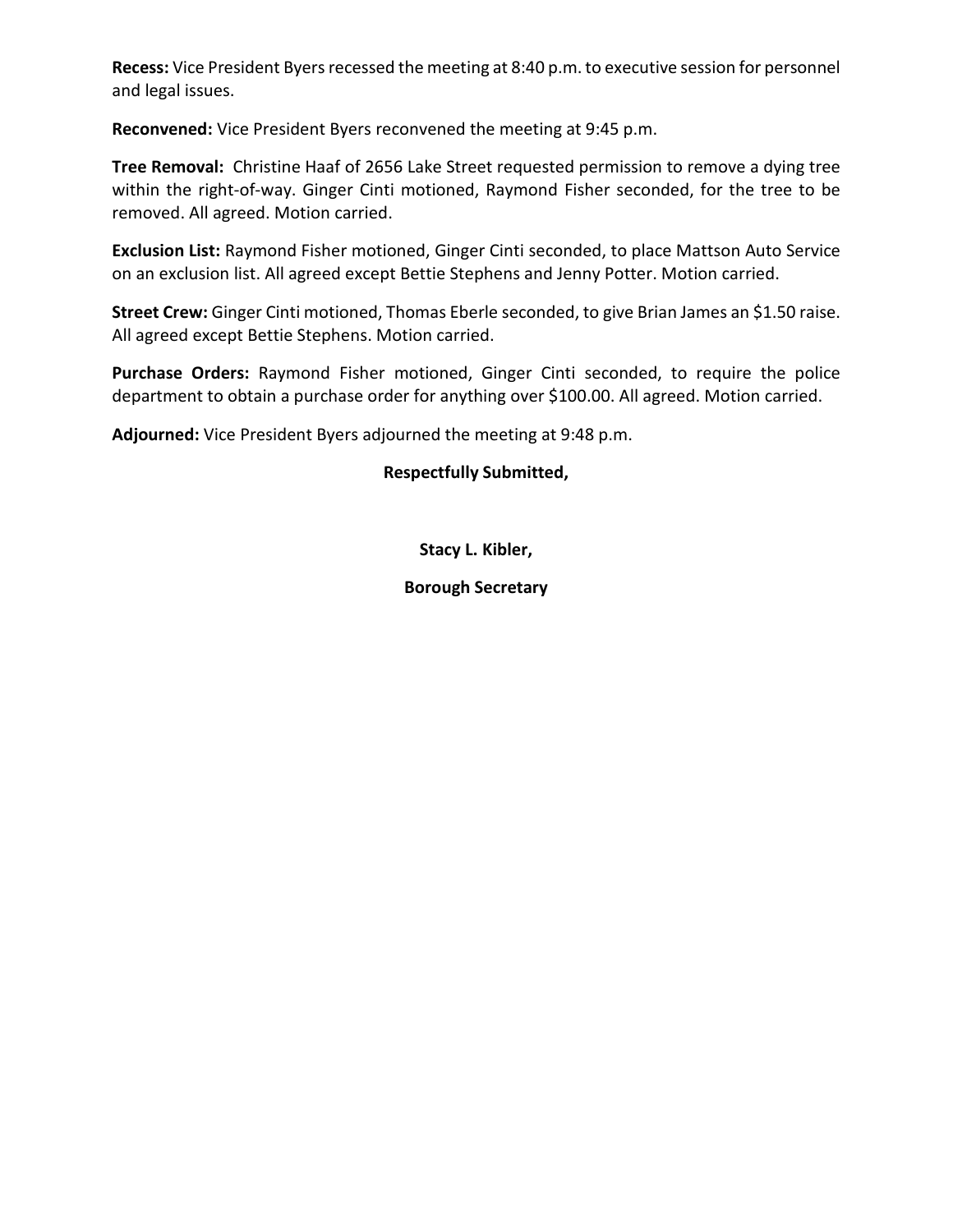**Recess:** Vice President Byers recessed the meeting at 8:40 p.m. to executive session for personnel and legal issues.

**Reconvened:** Vice President Byers reconvened the meeting at 9:45 p.m.

**Tree Removal:** Christine Haaf of 2656 Lake Street requested permission to remove a dying tree within the right-of-way. Ginger Cinti motioned, Raymond Fisher seconded, for the tree to be removed. All agreed. Motion carried.

**Exclusion List:** Raymond Fisher motioned, Ginger Cinti seconded, to place Mattson Auto Service on an exclusion list. All agreed except Bettie Stephens and Jenny Potter. Motion carried.

**Street Crew:** Ginger Cinti motioned, Thomas Eberle seconded, to give Brian James an $1.50 raise. All agreed except Bettie Stephens. Motion carried.

**Purchase Orders:** Raymond Fisher motioned, Ginger Cinti seconded, to require the police department to obtain a purchase order for anything over $100.00. All agreed. Motion carried.

**Adjourned:** Vice President Byers adjourned the meeting at 9:48 p.m.

**Respectfully Submitted,**

**Stacy L. Kibler,**

**Borough Secretary**